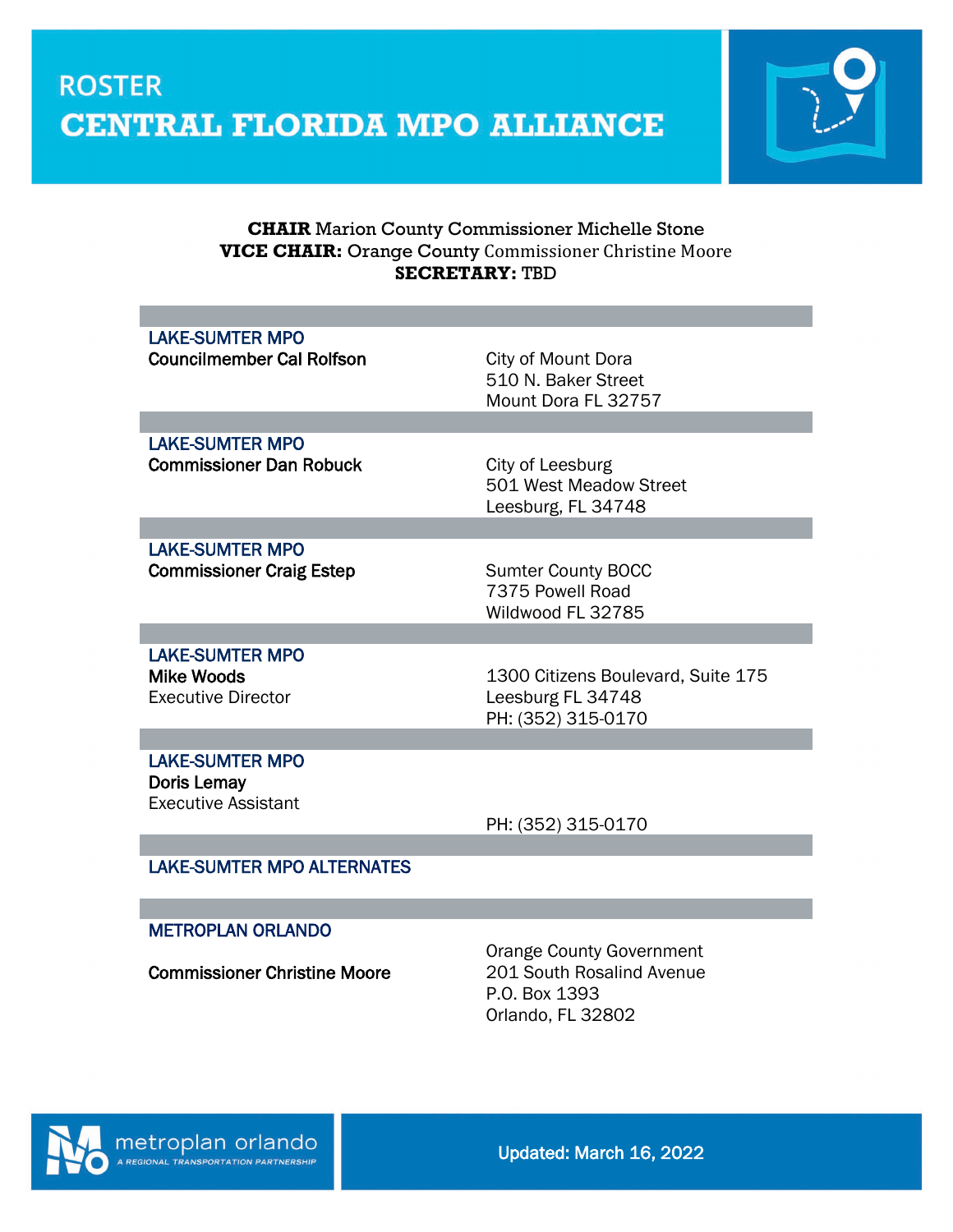# ROSTER

# CENTRAL FLORIDA MPO ALLIANCE

**CHAIR** Marion County Commissioner Michelle Stone
**VICE CHAIR:** Orange County Commissioner Christine Moore
**SECRETARY:** TBD

| | |
|---|---|
| **LAKE-SUMTER MPO**<br>**Councilmember Cal Rolfson** | City of Mount Dora<br>510 N. Baker Street<br>Mount Dora FL 32757 |
| **LAKE-SUMTER MPO**<br>**Commissioner Dan Robuck** | City of Leesburg<br>501 West Meadow Street<br>Leesburg, FL 34748 |
| **LAKE-SUMTER MPO**<br>**Commissioner Craig Estep** | Sumter County BOCC<br>7375 Powell Road<br>Wildwood FL 32785 |
| **LAKE-SUMTER MPO**<br>**Mike Woods**<br>Executive Director | 1300 Citizens Boulevard, Suite 175<br>Leesburg FL 34748<br>PH: (352) 315-0170 |
| **LAKE-SUMTER MPO**<br>**Doris Lemay**<br>Executive Assistant | PH: (352) 315-0170 |
| **LAKE-SUMTER MPO ALTERNATES** | |
| **METROPLAN ORLANDO**<br>**Commissioner Christine Moore** | Orange County Government<br>201 South Rosalind Avenue<br>P.O. Box 1393<br>Orlando, FL 32802 |

metroplan orlando
A REGIONAL TRANSPORTATION PARTNERSHIP

Updated: March 16, 2022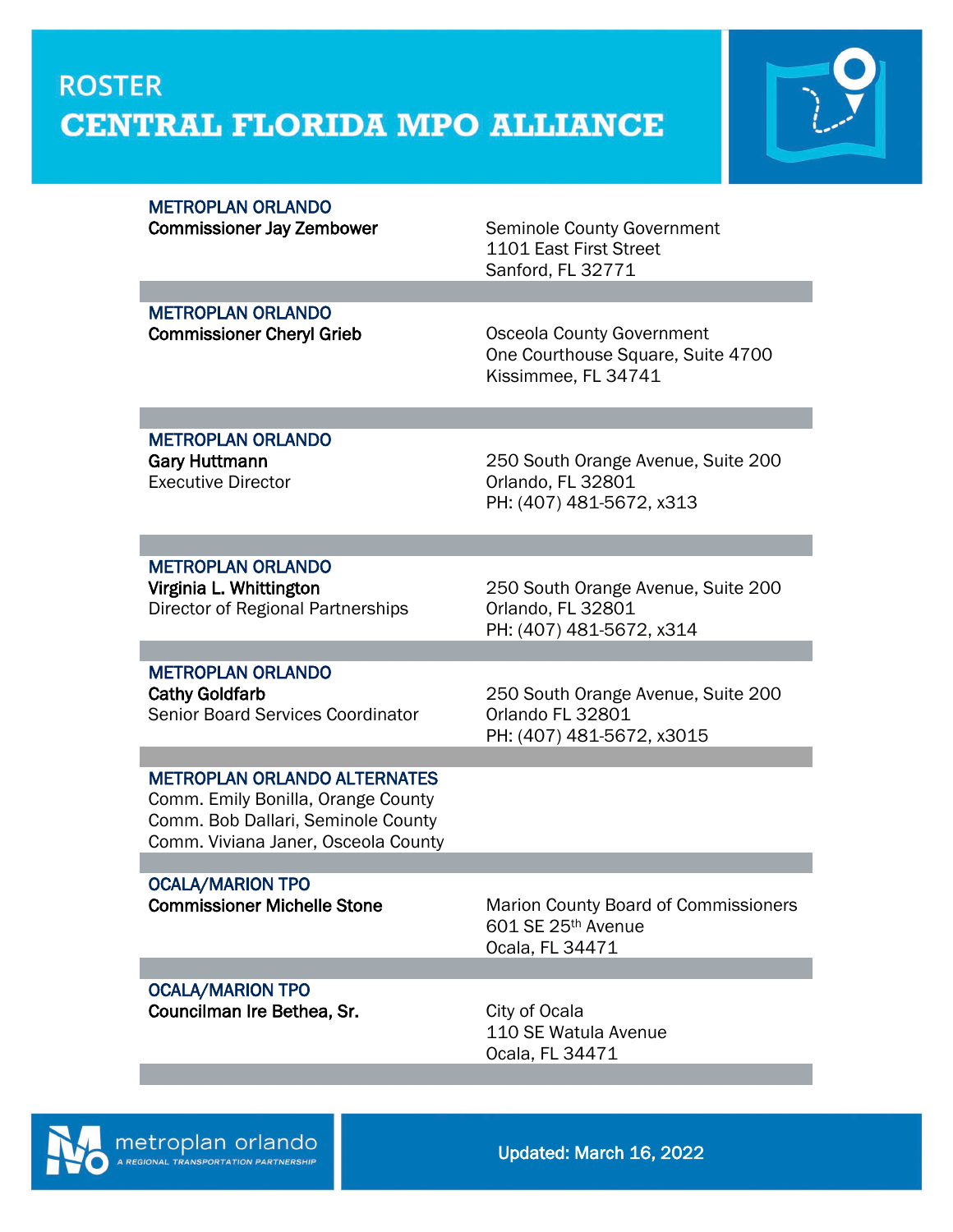# ROSTER

## CENTRAL FLORIDA MPO ALLIANCE

| | |
|---|---|
| **METROPLAN ORLANDO**<br>**Commissioner Jay Zembower** | Seminole County Government<br>1101 East First Street<br>Sanford, FL 32771 |
| **METROPLAN ORLANDO**<br>**Commissioner Cheryl Grieb** | Osceola County Government<br>One Courthouse Square, Suite 4700<br>Kissimmee, FL 34741 |
| **METROPLAN ORLANDO**<br>**Gary Huttmann**<br>Executive Director | 250 South Orange Avenue, Suite 200<br>Orlando, FL 32801<br>PH: (407) 481-5672, x313 |
| **METROPLAN ORLANDO**<br>**Virginia L. Whittington**<br>Director of Regional Partnerships | 250 South Orange Avenue, Suite 200<br>Orlando, FL 32801<br>PH: (407) 481-5672, x314 |
| **METROPLAN ORLANDO**<br>**Cathy Goldfarb**<br>Senior Board Services Coordinator | 250 South Orange Avenue, Suite 200<br>Orlando FL 32801<br>PH: (407) 481-5672, x3015 |
| **METROPLAN ORLANDO ALTERNATES**<br>Comm. Emily Bonilla, Orange County<br>Comm. Bob Dallari, Seminole County<br>Comm. Viviana Janer, Osceola County | |
| **OCALA/MARION TPO**<br>**Commissioner Michelle Stone** | Marion County Board of Commissioners<br>601 SE 25th Avenue<br>Ocala, FL 34471 |
| **OCALA/MARION TPO**<br>**Councilman Ire Bethea, Sr.** | City of Ocala<br>110 SE Watula Avenue<br>Ocala, FL 34471 |

metroplan orlando
A REGIONAL TRANSPORTATION PARTNERSHIP

**Updated: March 16, 2022**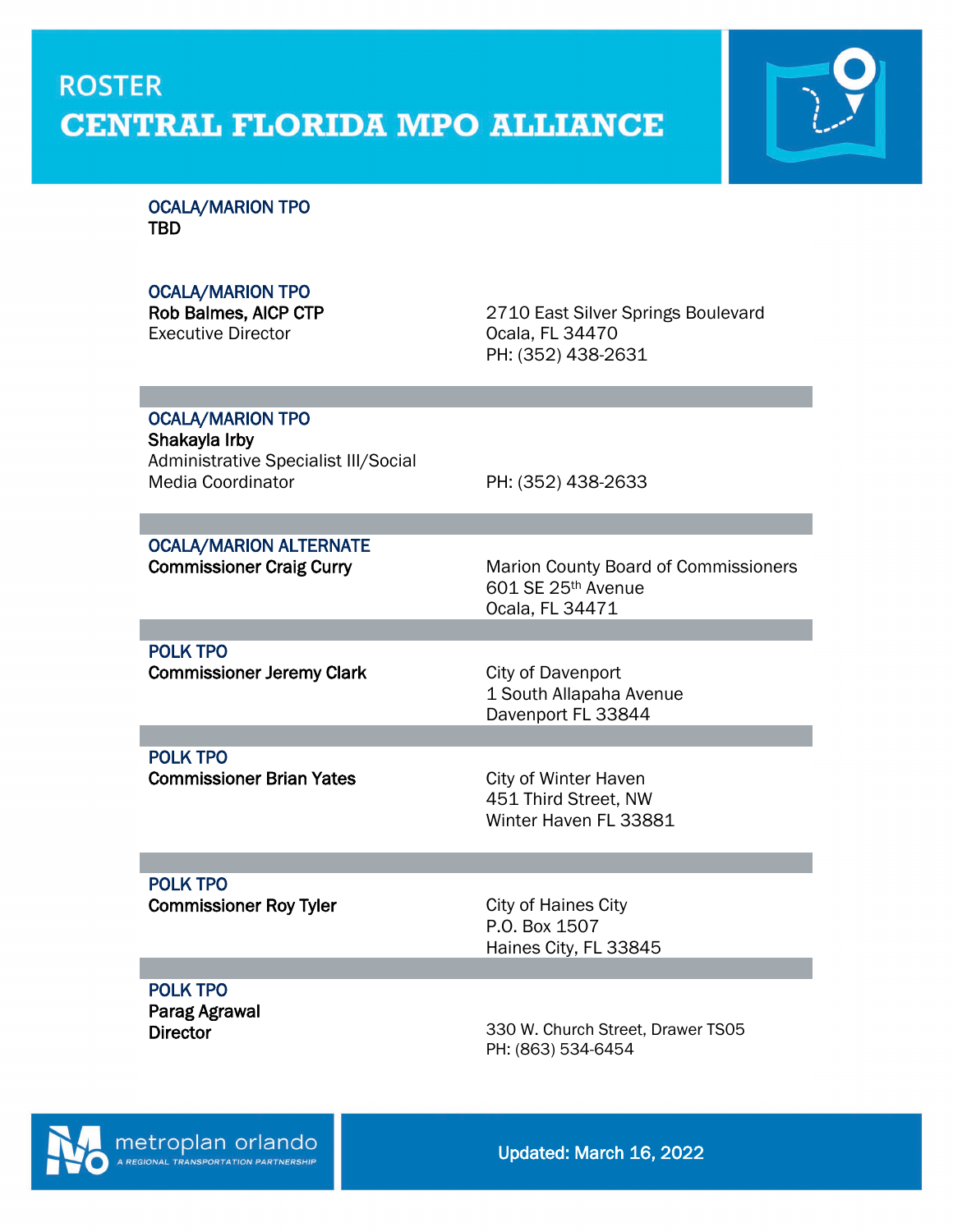# ROSTER

# CENTRAL FLORIDA MPO ALLIANCE

**OCALA/MARION TPO**
**TBD**

**OCALA/MARION TPO**
**Rob Balmes, AICP CTP**
Executive Director

2710 East Silver Springs Boulevard
Ocala, FL 34470
PH: (352) 438-2631

---

**OCALA/MARION TPO**
**Shakayla Irby**
Administrative Specialist III/Social Media Coordinator

PH: (352) 438-2633

---

**OCALA/MARION ALTERNATE**
**Commissioner Craig Curry**

Marion County Board of Commissioners
601 SE 25th Avenue
Ocala, FL 34471

---

**POLK TPO**
**Commissioner Jeremy Clark**

City of Davenport
1 South Allapaha Avenue
Davenport FL 33844

---

**POLK TPO**
**Commissioner Brian Yates**

City of Winter Haven
451 Third Street, NW
Winter Haven FL 33881

---

**POLK TPO**
**Commissioner Roy Tyler**

City of Haines City
P.O. Box 1507
Haines City, FL 33845

---

**POLK TPO**
**Parag Agrawal**
**Director**

330 W. Church Street, Drawer TS05
PH: (863) 534-6454

metroplan orlando
A REGIONAL TRANSPORTATION PARTNERSHIP

**Updated: March 16, 2022**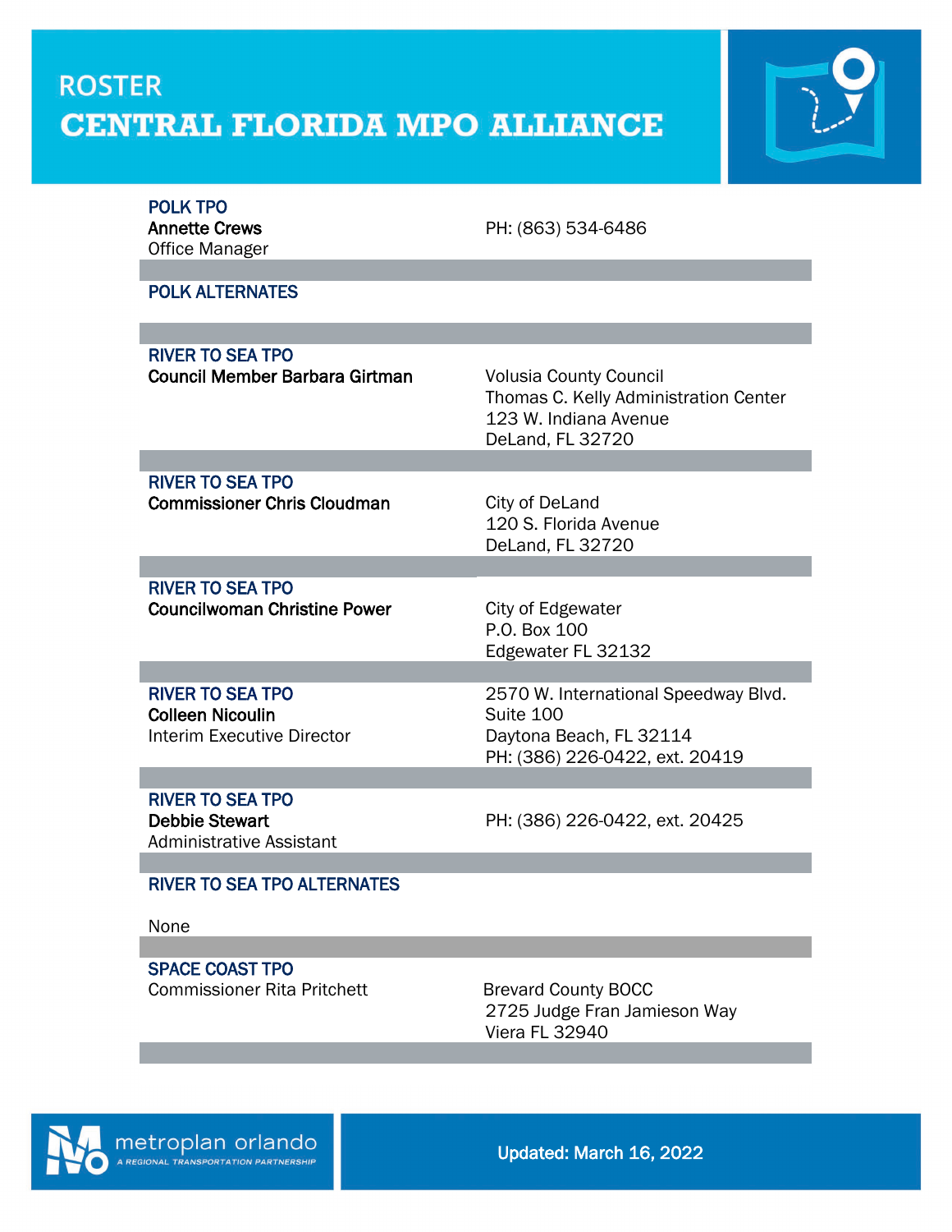# ROSTER

# CENTRAL FLORIDA MPO ALLIANCE

| | |
|---|---|
| **POLK TPO**<br>**Annette Crews**<br>Office Manager | PH: (863) 534-6486 |
| **POLK ALTERNATES** | |
| **RIVER TO SEA TPO**<br>**Council Member Barbara Girtman** | Volusia County Council<br>Thomas C. Kelly Administration Center<br>123 W. Indiana Avenue<br>DeLand, FL 32720 |
| **RIVER TO SEA TPO**<br>**Commissioner Chris Cloudman** | City of DeLand<br>120 S. Florida Avenue<br>DeLand, FL 32720 |
| **RIVER TO SEA TPO**<br>**Councilwoman Christine Power** | City of Edgewater<br>P.O. Box 100<br>Edgewater FL 32132 |
| **RIVER TO SEA TPO**<br>**Colleen Nicoulin**<br>Interim Executive Director | 2570 W. International Speedway Blvd.<br>Suite 100<br>Daytona Beach, FL 32114<br>PH: (386) 226-0422, ext. 20419 |
| **RIVER TO SEA TPO**<br>**Debbie Stewart**<br>Administrative Assistant | PH: (386) 226-0422, ext. 20425 |
| **RIVER TO SEA TPO ALTERNATES**<br><br>None | |
| **SPACE COAST TPO**<br>Commissioner Rita Pritchett | Brevard County BOCC<br>2725 Judge Fran Jamieson Way<br>Viera FL 32940 |

metroplan orlando
A REGIONAL TRANSPORTATION PARTNERSHIP

**Updated: March 16, 2022**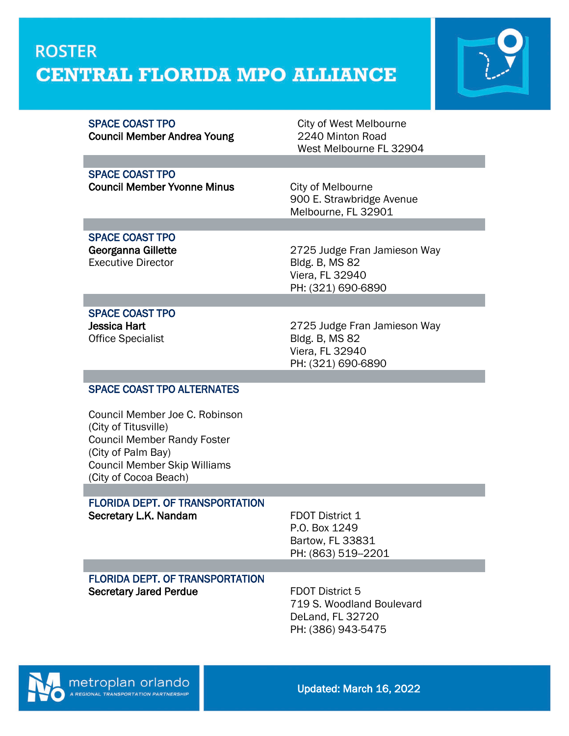# ROSTER

# CENTRAL FLORIDA MPO ALLIANCE

**SPACE COAST TPO**
**Council Member Andrea Young**

City of West Melbourne
2240 Minton Road
West Melbourne FL 32904

---

**SPACE COAST TPO**
**Council Member Yvonne Minus**

City of Melbourne
900 E. Strawbridge Avenue
Melbourne, FL 32901

---

**SPACE COAST TPO**
**Georganna Gillette**
Executive Director

2725 Judge Fran Jamieson Way
Bldg. B, MS 82
Viera, FL 32940
PH: (321) 690-6890

---

**SPACE COAST TPO**
**Jessica Hart**
Office Specialist

2725 Judge Fran Jamieson Way
Bldg. B, MS 82
Viera, FL 32940
PH: (321) 690-6890

---

**SPACE COAST TPO ALTERNATES**

Council Member Joe C. Robinson
(City of Titusville)
Council Member Randy Foster
(City of Palm Bay)
Council Member Skip Williams
(City of Cocoa Beach)

---

**FLORIDA DEPT. OF TRANSPORTATION**
**Secretary L.K. Nandam**

FDOT District 1
P.O. Box 1249
Bartow, FL 33831
PH: (863) 519--2201

---

**FLORIDA DEPT. OF TRANSPORTATION**
**Secretary Jared Perdue**

FDOT District 5
719 S. Woodland Boulevard
DeLand, FL 32720
PH: (386) 943-5475

metroplan orlando
A REGIONAL TRANSPORTATION PARTNERSHIP

**Updated: March 16, 2022**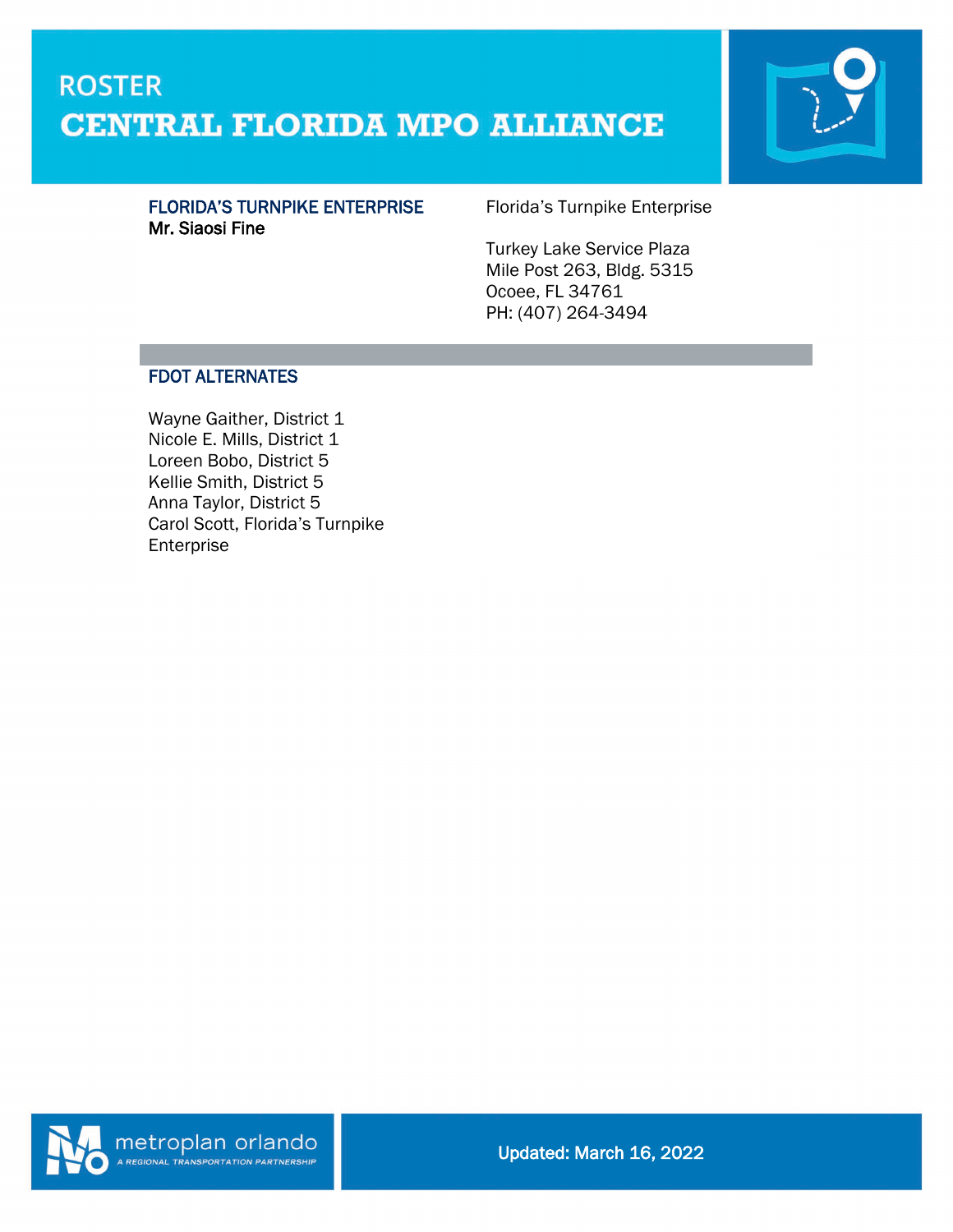# ROSTER

# CENTRAL FLORIDA MPO ALLIANCE

**FLORIDA'S TURNPIKE ENTERPRISE**
**Mr. Siaosi Fine**

Florida's Turnpike Enterprise

Turkey Lake Service Plaza
Mile Post 263, Bldg. 5315
Ocoee, FL 34761
PH: (407) 264-3494

**FDOT ALTERNATES**

Wayne Gaither, District 1
Nicole E. Mills, District 1
Loreen Bobo, District 5
Kellie Smith, District 5
Anna Taylor, District 5
Carol Scott, Florida's Turnpike Enterprise

metroplan orlando
A REGIONAL TRANSPORTATION PARTNERSHIP

Updated: March 16, 2022